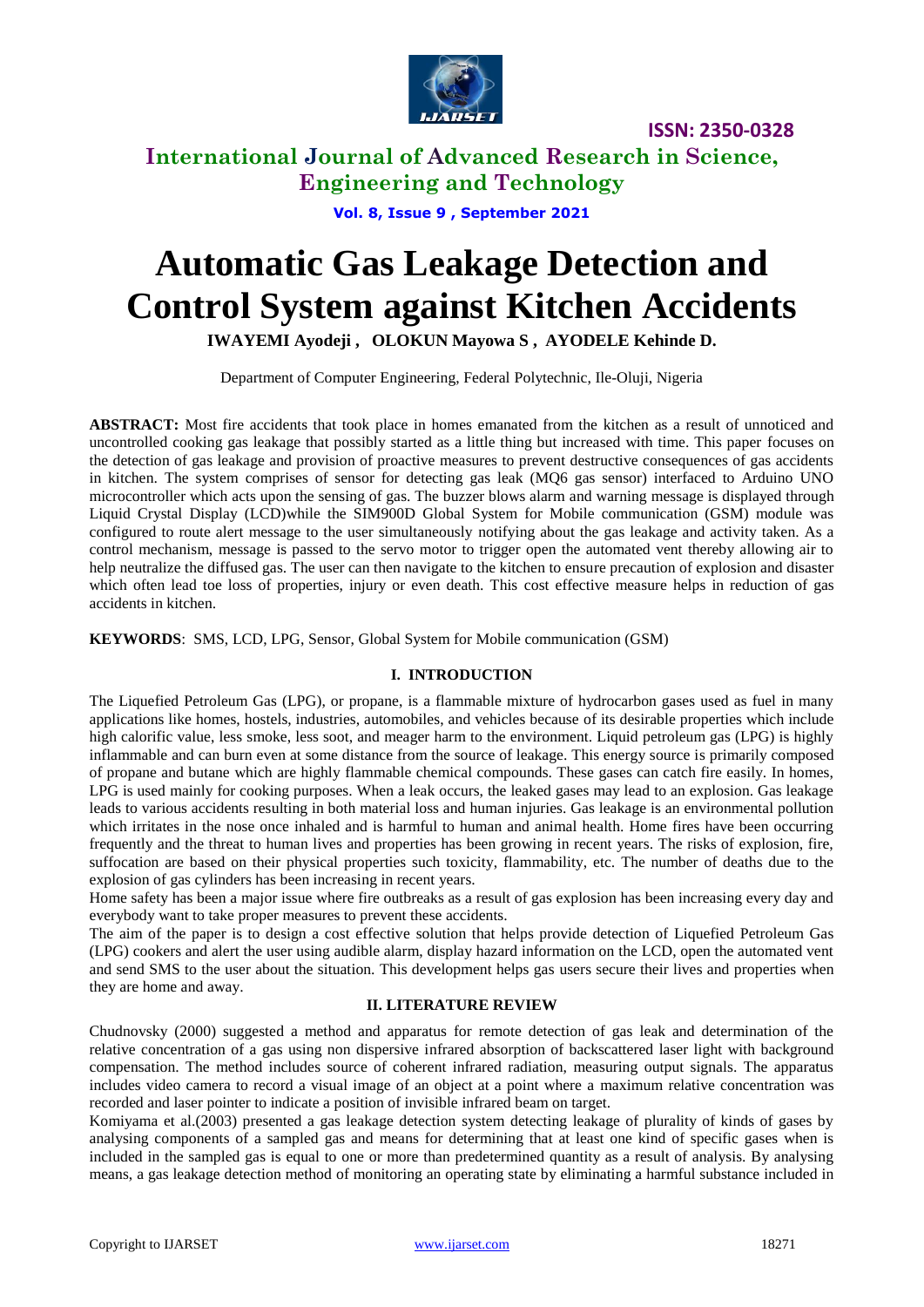# Automatic Gas Leakage Detection and Control System against Kitchen Accidents

**IWAYEMI Ayodeji , OLOKUN Mayowa S , AYODELE Kehinde D.**

Department of Computer Engineering, Federal Polytechnic, Ile-Oluji, Nigeria

**ABSTRACT:** Most fire accidents that took place in homes emanated from the kitchen as a result of unnoticed and uncontrolled cooking gas leakage that possibly started as a little thing but increased with time. This paper focuses on the detection of gas leakage and provision of proactive measures to prevent destructive consequences of gas accidents in kitchen. The system comprises of sensor for detecting gas leak (MQ6 gas sensor) interfaced to Arduino UNO microcontroller which acts upon the sensing of gas. The buzzer blows alarm and warning message is displayed through Liquid Crystal Display (LCD)while the SIM900D Global System for Mobile communication (GSM) module was configured to route alert message to the user simultaneously notifying about the gas leakage and activity taken. As a control mechanism, message is passed to the servo motor to trigger open the automated vent thereby allowing air to help neutralize the diffused gas. The user can then navigate to the kitchen to ensure precaution of explosion and disaster which often lead toe loss of properties, injury or even death. This cost effective measure helps in reduction of gas accidents in kitchen.

**KEYWORDS**: SMS, LCD, LPG, Sensor, Global System for Mobile communication (GSM)

## I. INTRODUCTION

The Liquefied Petroleum Gas (LPG), or propane, is a flammable mixture of hydrocarbon gases used as fuel in many applications like homes, hostels, industries, automobiles, and vehicles because of its desirable properties which include high calorific value, less smoke, less soot, and meager harm to the environment. Liquid petroleum gas (LPG) is highly inflammable and can burn even at some distance from the source of leakage. This energy source is primarily composed of propane and butane which are highly flammable chemical compounds. These gases can catch fire easily. In homes, LPG is used mainly for cooking purposes. When a leak occurs, the leaked gases may lead to an explosion. Gas leakage leads to various accidents resulting in both material loss and human injuries. Gas leakage is an environmental pollution which irritates in the nose once inhaled and is harmful to human and animal health. Home fires have been occurring frequently and the threat to human lives and properties has been growing in recent years. The risks of explosion, fire, suffocation are based on their physical properties such toxicity, flammability, etc. The number of deaths due to the explosion of gas cylinders has been increasing in recent years.

Home safety has been a major issue where fire outbreaks as a result of gas explosion has been increasing every day and everybody want to take proper measures to prevent these accidents.

The aim of the paper is to design a cost effective solution that helps provide detection of Liquefied Petroleum Gas (LPG) cookers and alert the user using audible alarm, display hazard information on the LCD, open the automated vent and send SMS to the user about the situation. This development helps gas users secure their lives and properties when they are home and away.

## II. LITERATURE REVIEW

Chudnovsky (2000) suggested a method and apparatus for remote detection of gas leak and determination of the relative concentration of a gas using non dispersive infrared absorption of backscattered laser light with background compensation. The method includes source of coherent infrared radiation, measuring output signals. The apparatus includes video camera to record a visual image of an object at a point where a maximum relative concentration was recorded and laser pointer to indicate a position of invisible infrared beam on target.

Komiyama et al.(2003) presented a gas leakage detection system detecting leakage of plurality of kinds of gases by analysing components of a sampled gas and means for determining that at least one kind of specific gases when is included in the sampled gas is equal to one or more than predetermined quantity as a result of analysis. By analysing means, a gas leakage detection method of monitoring an operating state by eliminating a harmful substance included in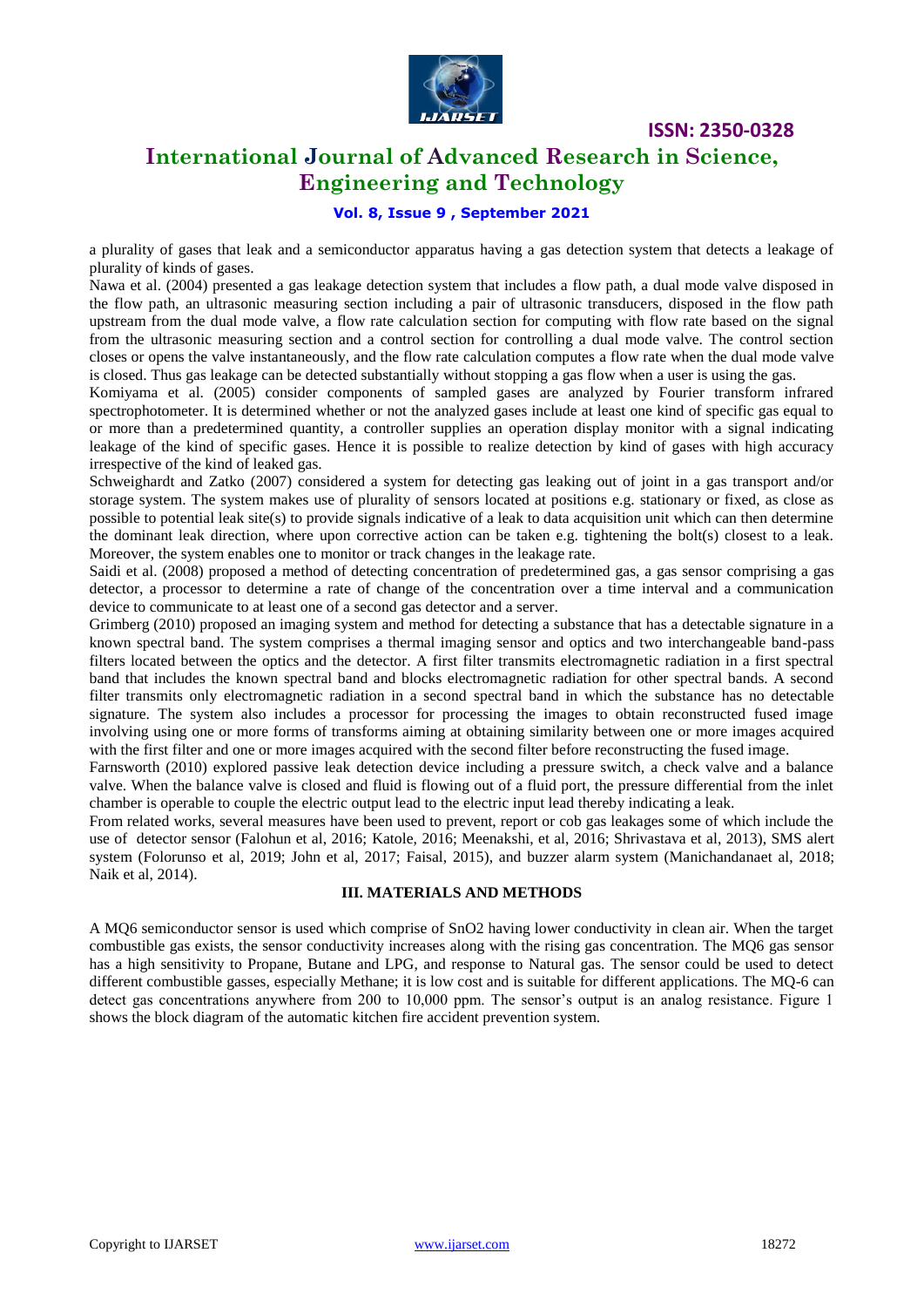a plurality of gases that leak and a semiconductor apparatus having a gas detection system that detects a leakage of plurality of kinds of gases.

Nawa et al. (2004) presented a gas leakage detection system that includes a flow path, a dual mode valve disposed in the flow path, an ultrasonic measuring section including a pair of ultrasonic transducers, disposed in the flow path upstream from the dual mode valve, a flow rate calculation section for computing with flow rate based on the signal from the ultrasonic measuring section and a control section for controlling a dual mode valve. The control section closes or opens the valve instantaneously, and the flow rate calculation computes a flow rate when the dual mode valve is closed. Thus gas leakage can be detected substantially without stopping a gas flow when a user is using the gas.

Komiyama et al. (2005) consider components of sampled gases are analyzed by Fourier transform infrared spectrophotometer. It is determined whether or not the analyzed gases include at least one kind of specific gas equal to or more than a predetermined quantity, a controller supplies an operation display monitor with a signal indicating leakage of the kind of specific gases. Hence it is possible to realize detection by kind of gases with high accuracy irrespective of the kind of leaked gas.

Schweighardt and Zatko (2007) considered a system for detecting gas leaking out of joint in a gas transport and/or storage system. The system makes use of plurality of sensors located at positions e.g. stationary or fixed, as close as possible to potential leak site(s) to provide signals indicative of a leak to data acquisition unit which can then determine the dominant leak direction, where upon corrective action can be taken e.g. tightening the bolt(s) closest to a leak. Moreover, the system enables one to monitor or track changes in the leakage rate.

Saidi et al. (2008) proposed a method of detecting concentration of predetermined gas, a gas sensor comprising a gas detector, a processor to determine a rate of change of the concentration over a time interval and a communication device to communicate to at least one of a second gas detector and a server.

Grimberg (2010) proposed an imaging system and method for detecting a substance that has a detectable signature in a known spectral band. The system comprises a thermal imaging sensor and optics and two interchangeable band-pass filters located between the optics and the detector. A first filter transmits electromagnetic radiation in a first spectral band that includes the known spectral band and blocks electromagnetic radiation for other spectral bands. A second filter transmits only electromagnetic radiation in a second spectral band in which the substance has no detectable signature. The system also includes a processor for processing the images to obtain reconstructed fused image involving using one or more forms of transforms aiming at obtaining similarity between one or more images acquired with the first filter and one or more images acquired with the second filter before reconstructing the fused image.

Farnsworth (2010) explored passive leak detection device including a pressure switch, a check valve and a balance valve. When the balance valve is closed and fluid is flowing out of a fluid port, the pressure differential from the inlet chamber is operable to couple the electric output lead to the electric input lead thereby indicating a leak.

From related works, several measures have been used to prevent, report or cob gas leakages some of which include the use of detector sensor (Falohun et al, 2016; Katole, 2016; Meenakshi, et al, 2016; Shrivastava et al, 2013), SMS alert system (Folorunso et al, 2019; John et al, 2017; Faisal, 2015), and buzzer alarm system (Manichandanaet al, 2018; Naik et al, 2014).

## III. MATERIALS AND METHODS

A MQ6 semiconductor sensor is used which comprise of $SnO_2$ having lower conductivity in clean air. When the target combustible gas exists, the sensor conductivity increases along with the rising gas concentration. The MQ6 gas sensor has a high sensitivity to Propane, Butane and LPG, and response to Natural gas. The sensor could be used to detect different combustible gasses, especially Methane; it is low cost and is suitable for different applications. The MQ-6 can detect gas concentrations anywhere from 200 to 10,000 ppm. The sensor's output is an analog resistance. Figure 1 shows the block diagram of the automatic kitchen fire accident prevention system.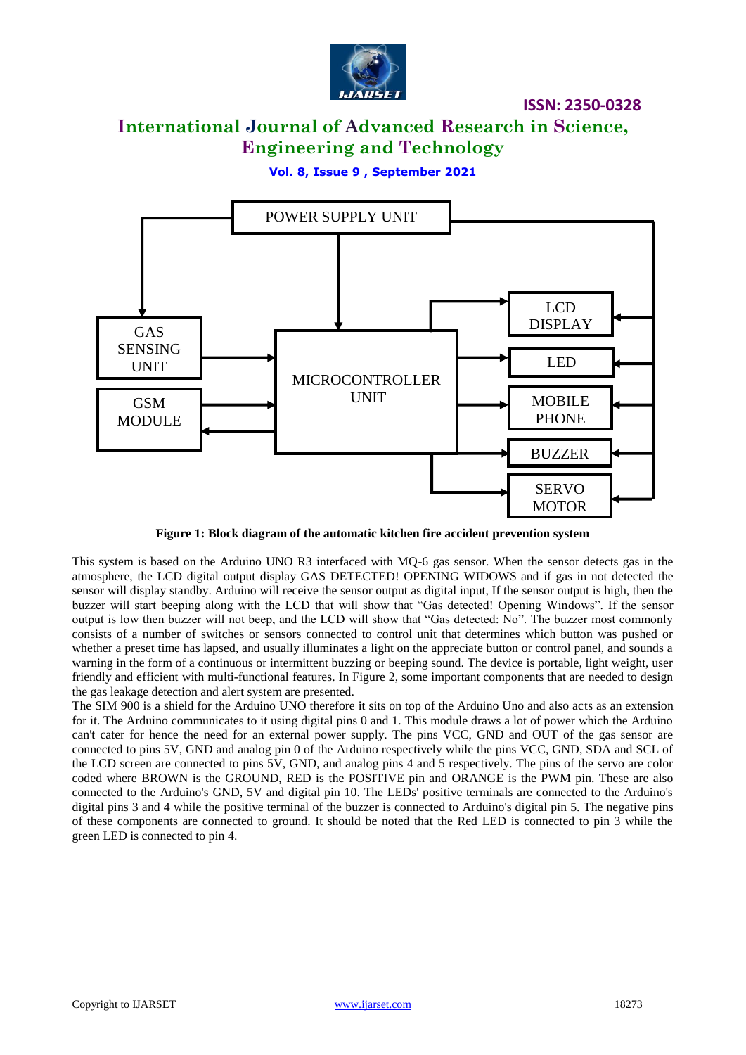**Figure 1: Block diagram of the automatic kitchen fire accident prevention system**

This system is based on the Arduino UNO R3 interfaced with MQ-6 gas sensor. When the sensor detects gas in the atmosphere, the LCD digital output display GAS DETECTED! OPENING WIDOWS and if gas in not detected the sensor will display standby. Arduino will receive the sensor output as digital input, If the sensor output is high, then the buzzer will start beeping along with the LCD that will show that "Gas detected! Opening Windows". If the sensor output is low then buzzer will not beep, and the LCD will show that "Gas detected: No". The buzzer most commonly consists of a number of switches or sensors connected to control unit that determines which button was pushed or whether a preset time has lapsed, and usually illuminates a light on the appreciate button or control panel, and sounds a warning in the form of a continuous or intermittent buzzing or beeping sound. The device is portable, light weight, user friendly and efficient with multi-functional features. In Figure 2, some important components that are needed to design the gas leakage detection and alert system are presented.

The SIM 900 is a shield for the Arduino UNO therefore it sits on top of the Arduino Uno and also acts as an extension for it. The Arduino communicates to it using digital pins 0 and 1. This module draws a lot of power which the Arduino can't cater for hence the need for an external power supply. The pins VCC, GND and OUT of the gas sensor are connected to pins 5V, GND and analog pin 0 of the Arduino respectively while the pins VCC, GND, SDA and SCL of the LCD screen are connected to pins 5V, GND, and analog pins 4 and 5 respectively. The pins of the servo are color coded where BROWN is the GROUND, RED is the POSITIVE pin and ORANGE is the PWM pin. These are also connected to the Arduino's GND, 5V and digital pin 10. The LEDs' positive terminals are connected to the Arduino's digital pins 3 and 4 while the positive terminal of the buzzer is connected to Arduino's digital pin 5. The negative pins of these components are connected to ground. It should be noted that the Red LED is connected to pin 3 while the green LED is connected to pin 4.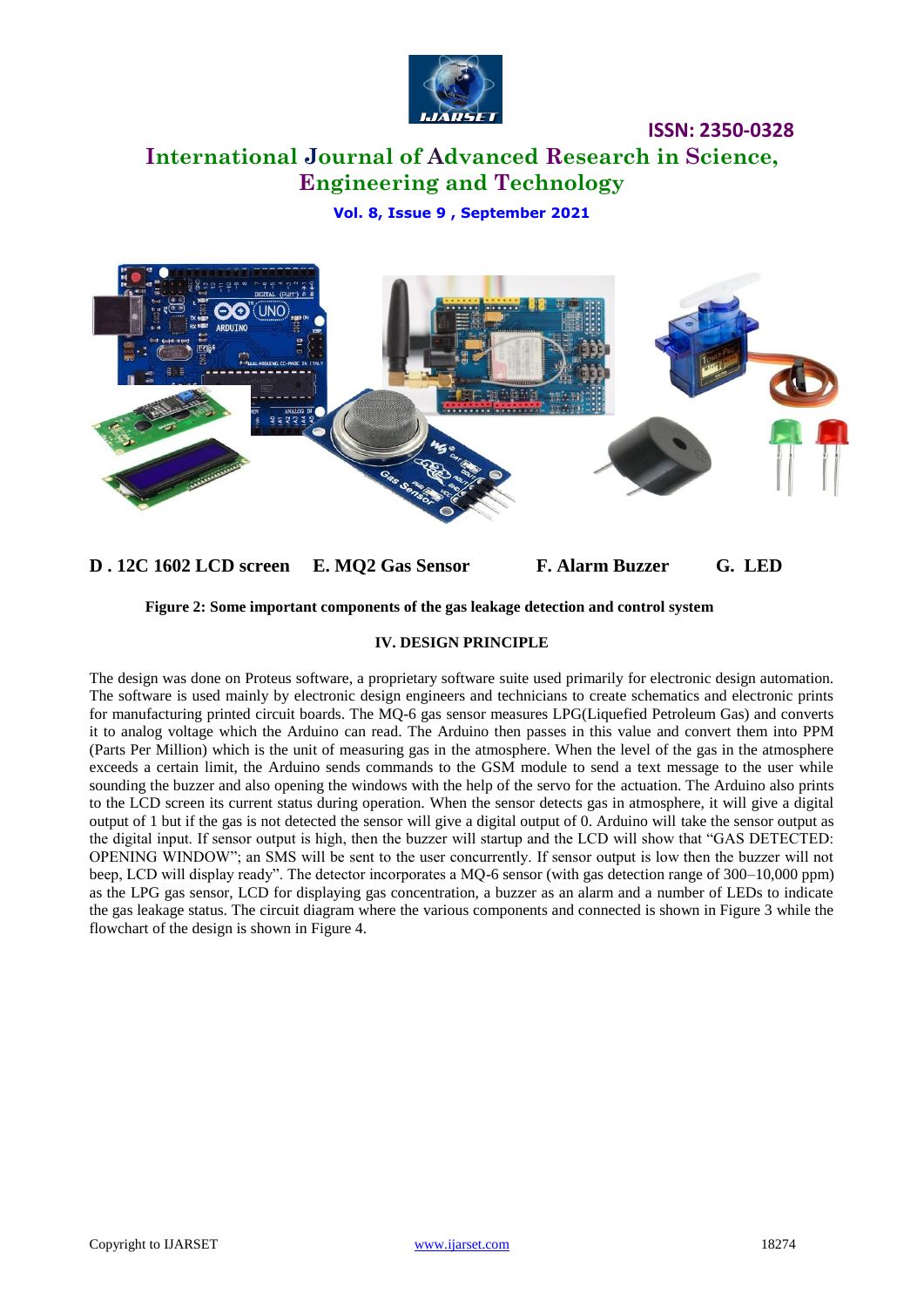**D . 12C 1602 LCD screen   E. MQ2 Gas Sensor   F. Alarm Buzzer   G. LED**

**Figure 2: Some important components of the gas leakage detection and control system**

## IV. DESIGN PRINCIPLE

The design was done on Proteus software, a proprietary software suite used primarily for electronic design automation. The software is used mainly by electronic design engineers and technicians to create schematics and electronic prints for manufacturing printed circuit boards. The MQ-6 gas sensor measures LPG(Liquefied Petroleum Gas) and converts it to analog voltage which the Arduino can read. The Arduino then passes in this value and convert them into PPM (Parts Per Million) which is the unit of measuring gas in the atmosphere. When the level of the gas in the atmosphere exceeds a certain limit, the Arduino sends commands to the GSM module to send a text message to the user while sounding the buzzer and also opening the windows with the help of the servo for the actuation. The Arduino also prints to the LCD screen its current status during operation. When the sensor detects gas in atmosphere, it will give a digital output of 1 but if the gas is not detected the sensor will give a digital output of 0. Arduino will take the sensor output as the digital input. If sensor output is high, then the buzzer will startup and the LCD will show that "GAS DETECTED: OPENING WINDOW"; an SMS will be sent to the user concurrently. If sensor output is low then the buzzer will not beep, LCD will display ready". The detector incorporates a MQ-6 sensor (with gas detection range of 300–10,000 ppm) as the LPG gas sensor, LCD for displaying gas concentration, a buzzer as an alarm and a number of LEDs to indicate the gas leakage status. The circuit diagram where the various components and connected is shown in Figure 3 while the flowchart of the design is shown in Figure 4.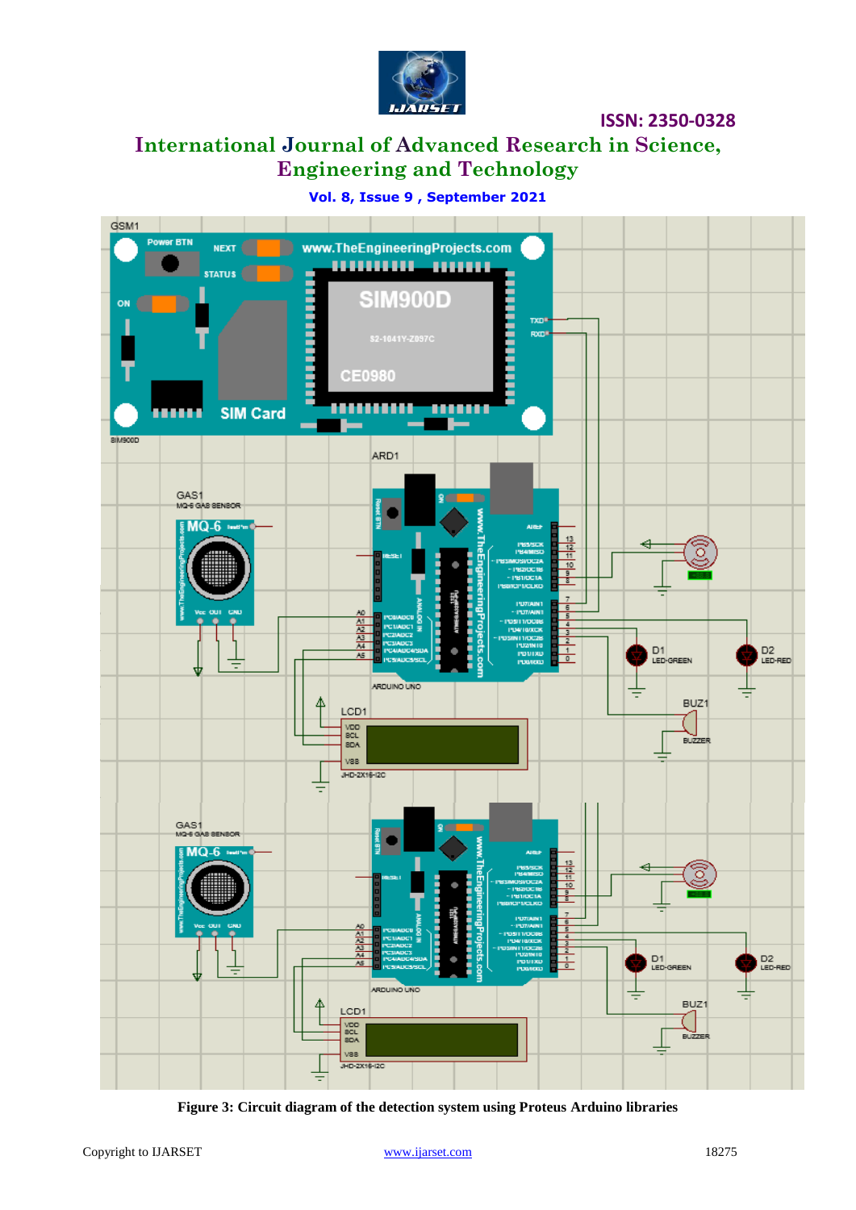**Figure 3: Circuit diagram of the detection system using Proteus Arduino libraries**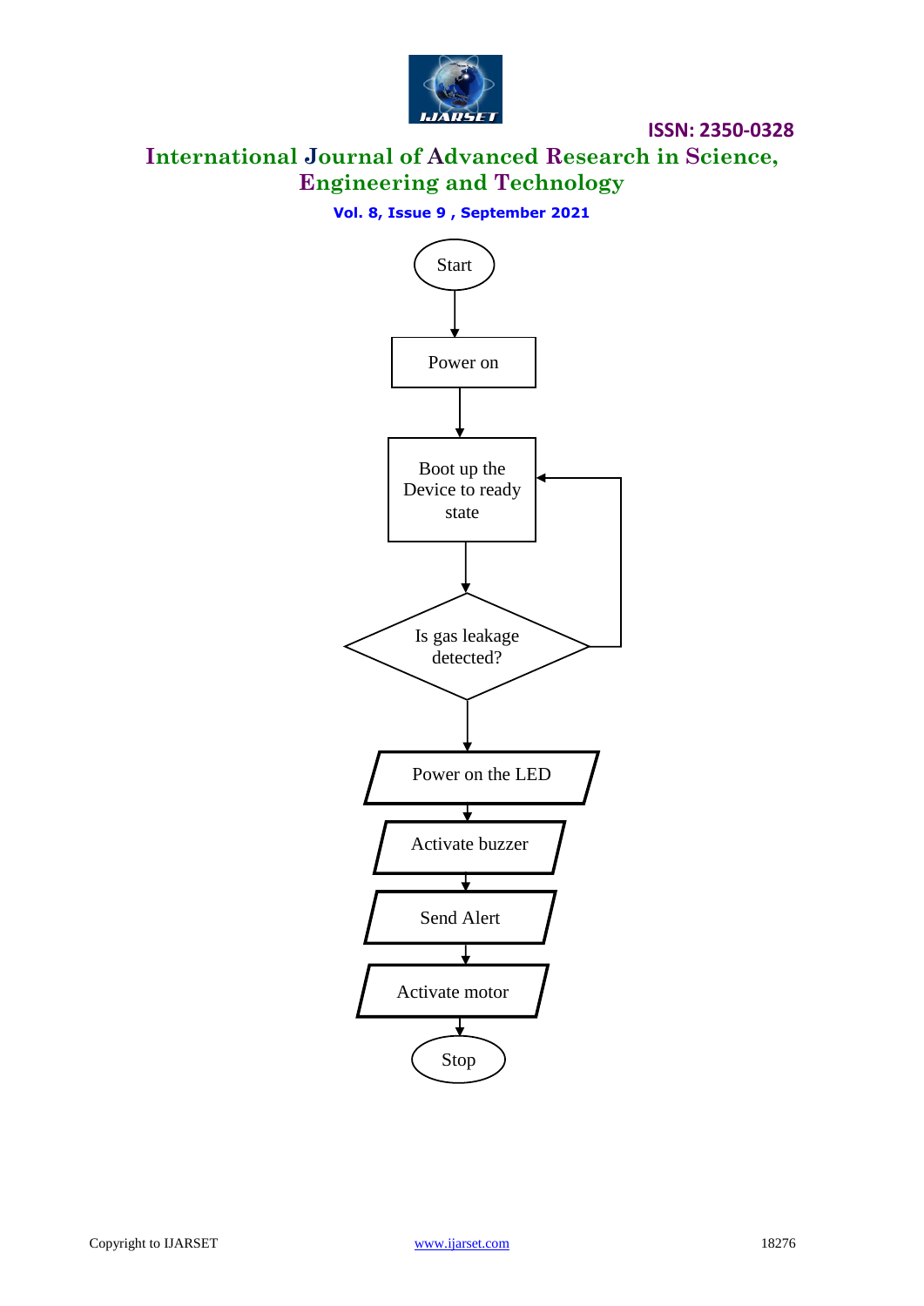Start

Power on

Boot up the Device to ready state

Is gas leakage detected?

Power on the LED

Activate buzzer

Send Alert

Activate motor

Stop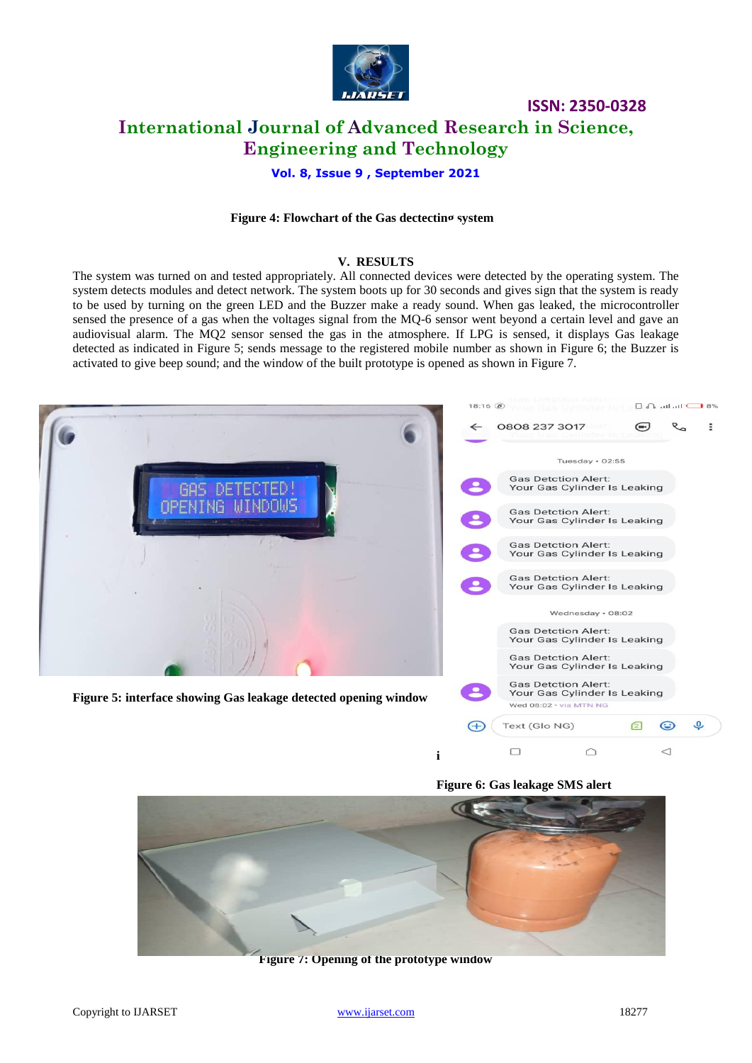**Figure 4: Flowchart of the Gas dectecting system**

## V. RESULTS

The system was turned on and tested appropriately. All connected devices were detected by the operating system. The system detects modules and detect network. The system boots up for 30 seconds and gives sign that the system is ready to be used by turning on the green LED and the Buzzer make a ready sound. When gas leaked, the microcontroller sensed the presence of a gas when the voltages signal from the MQ-6 sensor went beyond a certain level and gave an audiovisual alarm. The MQ2 sensor sensed the gas in the atmosphere. If LPG is sensed, it displays Gas leakage detected as indicated in Figure 5; sends message to the registered mobile number as shown in Figure 6; the Buzzer is activated to give beep sound; and the window of the built prototype is opened as shown in Figure 7.

**Figure 5: interface showing Gas leakage detected opening window**

**Figure 6: Gas leakage SMS alert**

**Figure 7: Opening of the prototype window**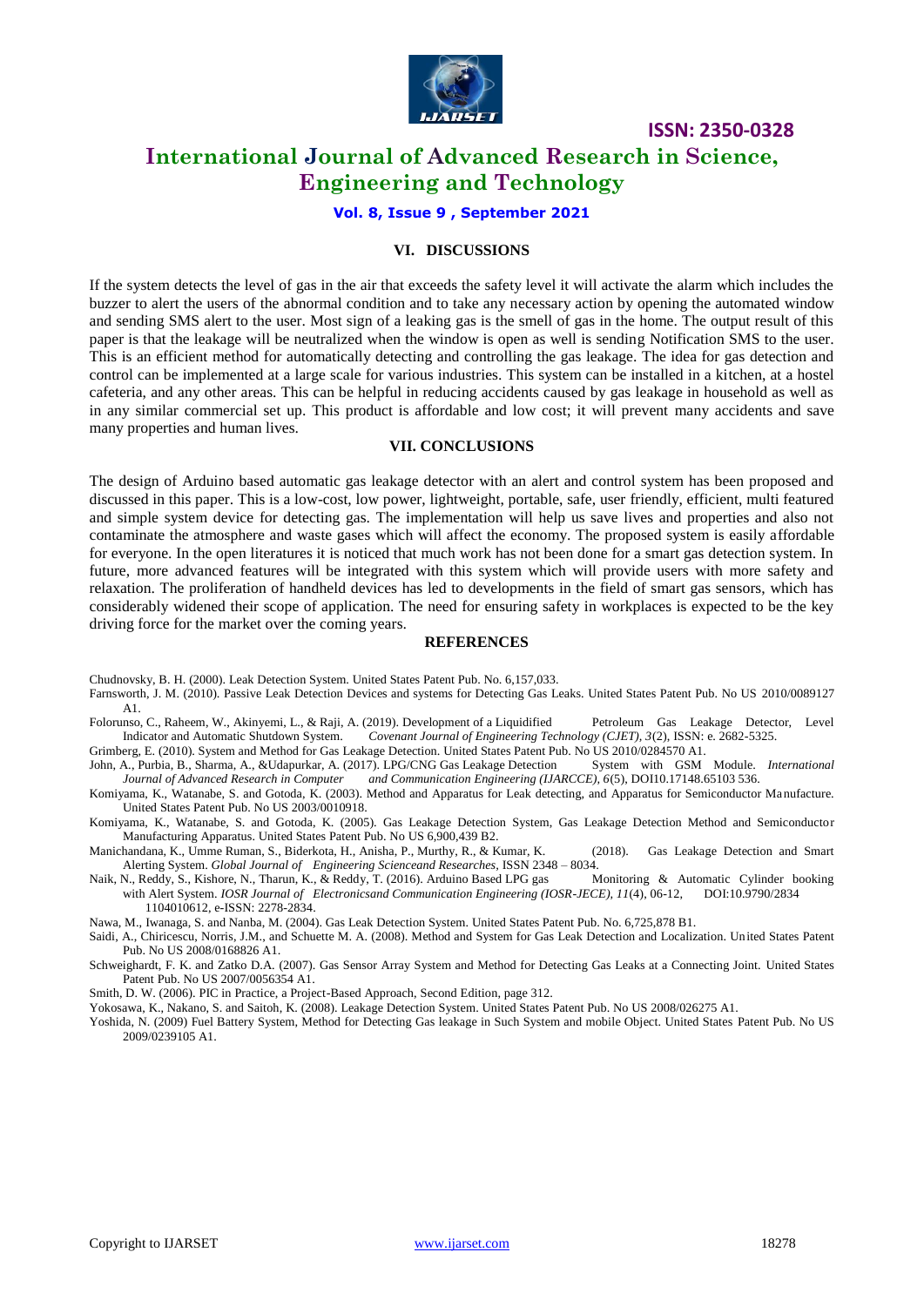## VI. DISCUSSIONS

If the system detects the level of gas in the air that exceeds the safety level it will activate the alarm which includes the buzzer to alert the users of the abnormal condition and to take any necessary action by opening the automated window and sending SMS alert to the user. Most sign of a leaking gas is the smell of gas in the home. The output result of this paper is that the leakage will be neutralized when the window is open as well is sending Notification SMS to the user. This is an efficient method for automatically detecting and controlling the gas leakage. The idea for gas detection and control can be implemented at a large scale for various industries. This system can be installed in a kitchen, at a hostel cafeteria, and any other areas. This can be helpful in reducing accidents caused by gas leakage in household as well as in any similar commercial set up. This product is affordable and low cost; it will prevent many accidents and save many properties and human lives.

## VII. CONCLUSIONS

The design of Arduino based automatic gas leakage detector with an alert and control system has been proposed and discussed in this paper. This is a low-cost, low power, lightweight, portable, safe, user friendly, efficient, multi featured and simple system device for detecting gas. The implementation will help us save lives and properties and also not contaminate the atmosphere and waste gases which will affect the economy. The proposed system is easily affordable for everyone. In the open literatures it is noticed that much work has not been done for a smart gas detection system. In future, more advanced features will be integrated with this system which will provide users with more safety and relaxation. The proliferation of handheld devices has led to developments in the field of smart gas sensors, which has considerably widened their scope of application. The need for ensuring safety in workplaces is expected to be the key driving force for the market over the coming years.

## REFERENCES

Chudnovsky, B. H. (2000). Leak Detection System. United States Patent Pub. No. 6,157,033.

Farnsworth, J. M. (2010). Passive Leak Detection Devices and systems for Detecting Gas Leaks. United States Patent Pub. No US 2010/0089127 A1.

Folorunso, C., Raheem, W., Akinyemi, L., & Raji, A. (2019). Development of a Liquidified Petroleum Gas Leakage Detector, Level Indicator and Automatic Shutdown System. *Covenant Journal of Engineering Technology (CJET), 3*(2), ISSN: e. 2682-5325.

Grimberg, E. (2010). System and Method for Gas Leakage Detection. United States Patent Pub. No US 2010/0284570 A1.

John, A., Purbia, B., Sharma, A., &Udapurkar, A. (2017). LPG/CNG Gas Leakage Detection System with GSM Module. *International Journal of Advanced Research in Computer and Communication Engineering (IJARCCE), 6*(5), DOI10.17148.65103 536.

Komiyama, K., Watanabe, S. and Gotoda, K. (2003). Method and Apparatus for Leak detecting, and Apparatus for Semiconductor Manufacture. United States Patent Pub. No US 2003/0010918.

Komiyama, K., Watanabe, S. and Gotoda, K. (2005). Gas Leakage Detection System, Gas Leakage Detection Method and Semiconductor Manufacturing Apparatus. United States Patent Pub. No US 6,900,439 B2.

Manichandana, K., Umme Ruman, S., Biderkota, H., Anisha, P., Murthy, R., & Kumar, K. (2018). Gas Leakage Detection and Smart Alerting System. *Global Journal of Engineering Scienceand Researches*, ISSN 2348 – 8034.

Naik, N., Reddy, S., Kishore, N., Tharun, K., & Reddy, T. (2016). Arduino Based LPG gas Monitoring & Automatic Cylinder booking with Alert System. *IOSR Journal of Electronicsand Communication Engineering (IOSR-JECE), 11*(4), 06-12, DOI:10.9790/2834 1104010612, e-ISSN: 2278-2834.

Nawa, M., Iwanaga, S. and Nanba, M. (2004). Gas Leak Detection System. United States Patent Pub. No. 6,725,878 B1.

Saidi, A., Chiricescu, Norris, J.M., and Schuette M. A. (2008). Method and System for Gas Leak Detection and Localization. United States Patent Pub. No US 2008/0168826 A1.

Schweighardt, F. K. and Zatko D.A. (2007). Gas Sensor Array System and Method for Detecting Gas Leaks at a Connecting Joint. United States Patent Pub. No US 2007/0056354 A1.

Smith, D. W. (2006). PIC in Practice, a Project-Based Approach, Second Edition, page 312.

Yokosawa, K., Nakano, S. and Saitoh, K. (2008). Leakage Detection System. United States Patent Pub. No US 2008/026275 A1.

Yoshida, N. (2009) Fuel Battery System, Method for Detecting Gas leakage in Such System and mobile Object. United States Patent Pub. No US 2009/0239105 A1.